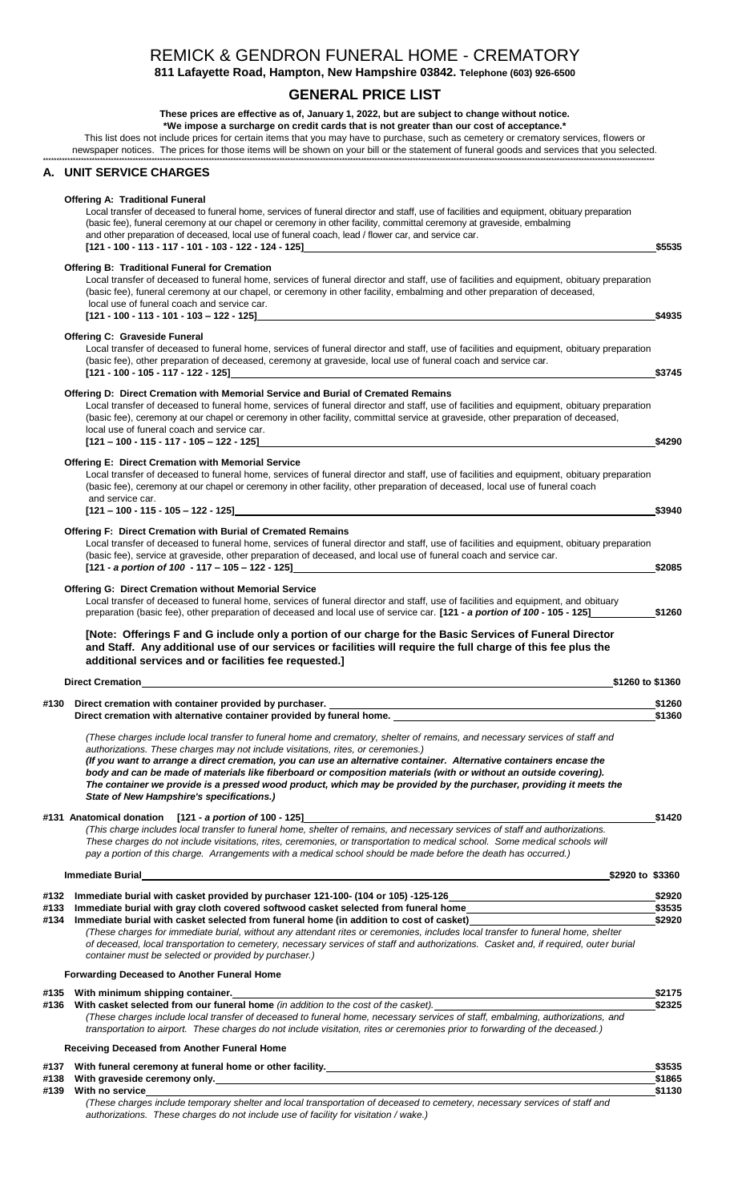# REMICK & GENDRON FUNERAL HOME - CREMATORY

**811 Lafayette Road, Hampton, New Hampshire 03842. Telephone (603) 926-6500**

## GENERAL PRICE LIST

**These prices are effective as of, January 1, 2022, but are subject to change without notice.**
**\*We impose a surcharge on credit cards that is not greater than our cost of acceptance.\***

This list does not include prices for certain items that you may have to purchase, such as cemetery or crematory services, flowers or newspaper notices. The prices for those items will be shown on your bill or the statement of funeral goods and services that you selected.

## A. UNIT SERVICE CHARGES

**Offering A: Traditional Funeral**
Local transfer of deceased to funeral home, services of funeral director and staff, use of facilities and equipment, obituary preparation (basic fee), funeral ceremony at our chapel or ceremony in other facility, committal ceremony at graveside, embalming and other preparation of deceased, local use of funeral coach, lead / flower car, and service car.
**[121 - 100 - 113 - 117 - 101 - 103 - 122 - 124 - 125]** — **$5535**

**Offering B: Traditional Funeral for Cremation**
Local transfer of deceased to funeral home, services of funeral director and staff, use of facilities and equipment, obituary preparation (basic fee), funeral ceremony at our chapel, or ceremony in other facility, embalming and other preparation of deceased, local use of funeral coach and service car.
**[121 - 100 - 113 - 101 - 103 – 122 - 125]** — **$4935**

**Offering C: Graveside Funeral**
Local transfer of deceased to funeral home, services of funeral director and staff, use of facilities and equipment, obituary preparation (basic fee), other preparation of deceased, ceremony at graveside, local use of funeral coach and service car.
**[121 - 100 - 105 - 117 - 122 - 125]** — **$3745**

**Offering D: Direct Cremation with Memorial Service and Burial of Cremated Remains**
Local transfer of deceased to funeral home, services of funeral director and staff, use of facilities and equipment, obituary preparation (basic fee), ceremony at our chapel or ceremony in other facility, committal service at graveside, other preparation of deceased, local use of funeral coach and service car.
**[121 – 100 - 115 - 117 - 105 – 122 - 125]** — **$4290**

**Offering E: Direct Cremation with Memorial Service**
Local transfer of deceased to funeral home, services of funeral director and staff, use of facilities and equipment, obituary preparation (basic fee), ceremony at our chapel or ceremony in other facility, other preparation of deceased, local use of funeral coach and service car.
**[121 – 100 - 115 - 105 – 122 - 125]** — **$3940**

**Offering F: Direct Cremation with Burial of Cremated Remains**
Local transfer of deceased to funeral home, services of funeral director and staff, use of facilities and equipment, obituary preparation (basic fee), service at graveside, other preparation of deceased, and local use of funeral coach and service car.
**[121 - *a portion of 100* - 117 – 105 – 122 - 125]** — **$2085**

**Offering G: Direct Cremation without Memorial Service**
Local transfer of deceased to funeral home, services of funeral director and staff, use of facilities and equipment, and obituary preparation (basic fee), other preparation of deceased and local use of service car. **[121 - *a portion of 100* - 105 - 125]** — **$1260**

**[Note: Offerings F and G include only a portion of our charge for the Basic Services of Funeral Director and Staff. Any additional use of our services or facilities will require the full charge of this fee plus the additional services and or facilities fee requested.]**

**Direct Cremation** — **$1260 to $1360**

| | | |
|---|---|---|
| **#130** | **Direct cremation with container provided by purchaser.** | **$1260** |
| | **Direct cremation with alternative container provided by funeral home.** | **$1360** |

*(These charges include local transfer to funeral home and crematory, shelter of remains, and necessary services of staff and authorizations. These charges may not include visitations, rites, or ceremonies.)*
***(If you want to arrange a direct cremation, you can use an alternative container. Alternative containers encase the body and can be made of materials like fiberboard or composition materials (with or without an outside covering). The container we provide is a pressed wood product, which may be provided by the purchaser, providing it meets the State of New Hampshire's specifications.)***

**#131 Anatomical donation [121 - *a portion of* 100 - 125]** — **$1420**

*(This charge includes local transfer to funeral home, shelter of remains, and necessary services of staff and authorizations. These charges do not include visitations, rites, ceremonies, or transportation to medical school. Some medical schools will pay a portion of this charge. Arrangements with a medical school should be made before the death has occurred.)*

**Immediate Burial** — **$2920 to $3360**

| | | |
|---|---|---|
| **#132** | **Immediate burial with casket provided by purchaser 121-100- (104 or 105) -125-126** | **$2920** |
| **#133** | **Immediate burial with gray cloth covered softwood casket selected from funeral home** | **$3535** |
| **#134** | **Immediate burial with casket selected from funeral home (in addition to cost of casket)** | **$2920** |

*(These charges for immediate burial, without any attendant rites or ceremonies, includes local transfer to funeral home, shelter of deceased, local transportation to cemetery, necessary services of staff and authorizations. Casket and, if required, outer burial container must be selected or provided by purchaser.)*

**Forwarding Deceased to Another Funeral Home**

| | | |
|---|---|---|
| **#135** | **With minimum shipping container.** | **$2175** |
| **#136** | **With casket selected from our funeral home** *(in addition to the cost of the casket).* | **$2325** |

*(These charges include local transfer of deceased to funeral home, necessary services of staff, embalming, authorizations, and transportation to airport. These charges do not include visitation, rites or ceremonies prior to forwarding of the deceased.)*

**Receiving Deceased from Another Funeral Home**

| | | |
|---|---|---|
| **#137** | **With funeral ceremony at funeral home or other facility.** | **$3535** |
| **#138** | **With graveside ceremony only.** | **$1865** |
| **#139** | **With no service** | **$1130** |

*(These charges include temporary shelter and local transportation of deceased to cemetery, necessary services of staff and authorizations. These charges do not include use of facility for visitation / wake.)*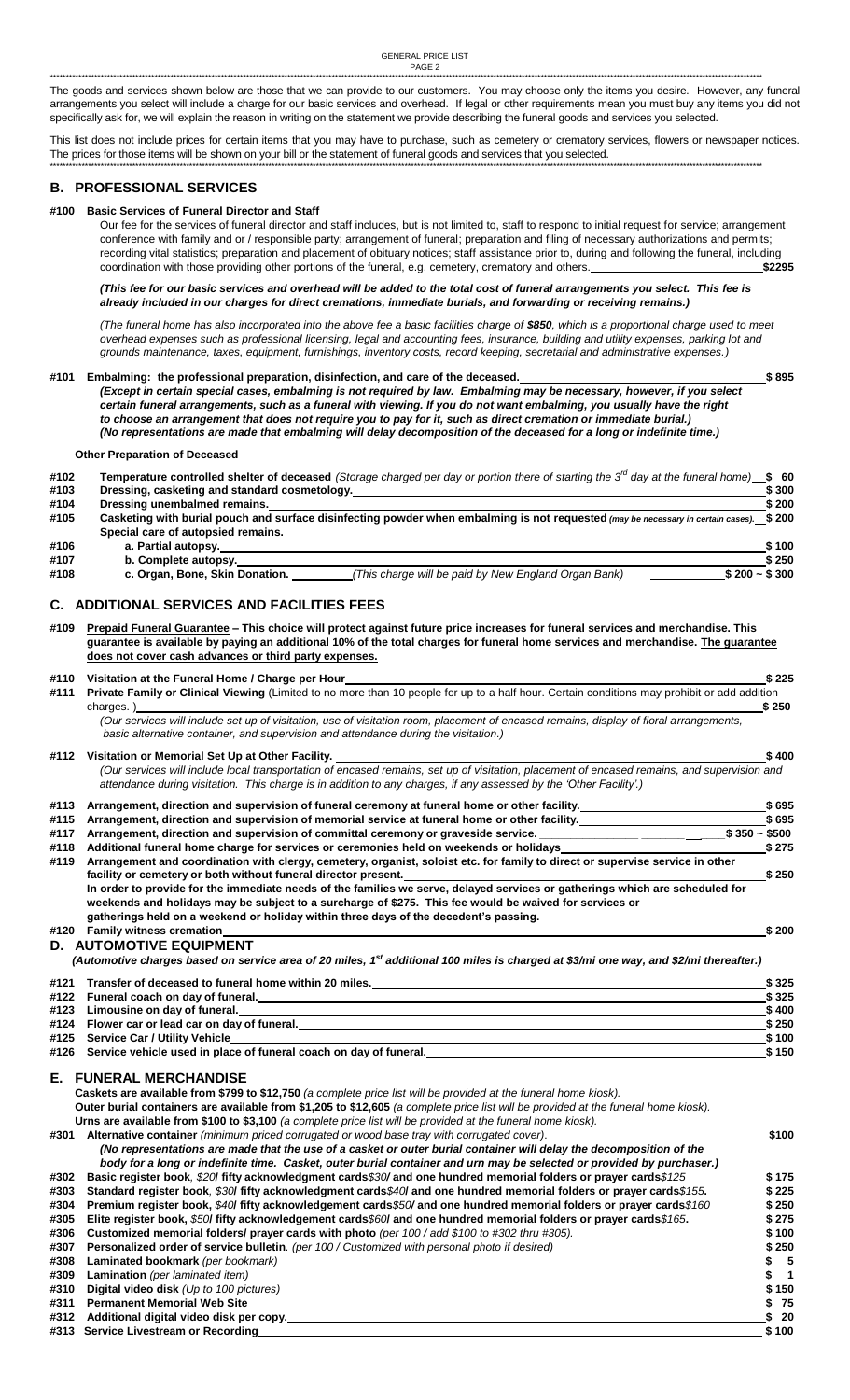The goods and services shown below are those that we can provide to our customers. You may choose only the items you desire. However, any funeral arrangements you select will include a charge for our basic services and overhead. If legal or other requirements mean you must buy any items you did not specifically ask for, we will explain the reason in writing on the statement we provide describing the funeral goods and services you selected.

This list does not include prices for certain items that you may have to purchase, such as cemetery or crematory services, flowers or newspaper notices. The prices for those items will be shown on your bill or the statement of funeral goods and services that you selected.

## B. PROFESSIONAL SERVICES

**#100 Basic Services of Funeral Director and Staff**

Our fee for the services of funeral director and staff includes, but is not limited to, staff to respond to initial request for service; arrangement conference with family and or / responsible party; arrangement of funeral; preparation and filing of necessary authorizations and permits; recording vital statistics; preparation and placement of obituary notices; staff assistance prior to, during and following the funeral, including coordination with those providing other portions of the funeral, e.g. cemetery, crematory and others. **$2295**

***(This fee for our basic services and overhead will be added to the total cost of funeral arrangements you select. This fee is already included in our charges for direct cremations, immediate burials, and forwarding or receiving remains.)***

*(The funeral home has also incorporated into the above fee a basic facilities charge of **$850**, which is a proportional charge used to meet overhead expenses such as professional licensing, legal and accounting fees, insurance, building and utility expenses, parking lot and grounds maintenance, taxes, equipment, furnishings, inventory costs, record keeping, secretarial and administrative expenses.)*

**#101 Embalming: the professional preparation, disinfection, and care of the deceased.** **$ 895**

***(Except in certain special cases, embalming is not required by law. Embalming may be necessary, however, if you select certain funeral arrangements, such as a funeral with viewing. If you do not want embalming, you usually have the right to choose an arrangement that does not require you to pay for it, such as direct cremation or immediate burial.) (No representations are made that embalming will delay decomposition of the deceased for a long or indefinite time.)***

**Other Preparation of Deceased**

| | | |
|---|---|---|
| #102 | **Temperature controlled shelter of deceased** *(Storage charged per day or portion there of starting the 3rd day at the funeral home)* | **$ 60** |
| #103 | **Dressing, casketing and standard cosmetology.** | **$ 300** |
| #104 | **Dressing unembalmed remains.** | **$ 200** |
| #105 | **Casketing with burial pouch and surface disinfecting powder when embalming is not requested** *(may be necessary in certain cases).* | **$ 200** |
| | **Special care of autopsied remains.** | |
| #106 | **a. Partial autopsy.** | **$ 100** |
| #107 | **b. Complete autopsy.** | **$ 250** |
| #108 | **c. Organ, Bone, Skin Donation.** *(This charge will be paid by New England Organ Bank)* | **$ 200 ~ $ 300** |

## C. ADDITIONAL SERVICES AND FACILITIES FEES

**#109** **Prepaid Funeral Guarantee – This choice will protect against future price increases for funeral services and merchandise. This guarantee is available by paying an additional 10% of the total charges for funeral home services and merchandise. The guarantee does not cover cash advances or third party expenses.**

**#110 Visitation at the Funeral Home / Charge per Hour** **$ 225**

**#111 Private Family or Clinical Viewing** (Limited to no more than 10 people for up to a half hour. Certain conditions may prohibit or add addition charges. ) **$ 250**

*(Our services will include set up of visitation, use of visitation room, placement of encased remains, display of floral arrangements, basic alternative container, and supervision and attendance during the visitation.)*

**#112 Visitation or Memorial Set Up at Other Facility.** **$ 400**

*(Our services will include local transportation of encased remains, set up of visitation, placement of encased remains, and supervision and attendance during visitation. This charge is in addition to any charges, if any assessed by the 'Other Facility'.)*

| | | |
|---|---|---|
| #113 | **Arrangement, direction and supervision of funeral ceremony at funeral home or other facility.** | **$ 695** |
| #115 | **Arrangement, direction and supervision of memorial service at funeral home or other facility.** | **$ 695** |
| #117 | **Arrangement, direction and supervision of committal ceremony or graveside service.** | **$ 350 ~ $500** |
| #118 | **Additional funeral home charge for services or ceremonies held on weekends or holidays** | **$ 275** |
| #119 | **Arrangement and coordination with clergy, cemetery, organist, soloist etc. for family to direct or supervise service in other facility or cemetery or both without funeral director present.** | **$ 250** |

**In order to provide for the immediate needs of the families we serve, delayed services or gatherings which are scheduled for weekends and holidays may be subject to a surcharge of $275. This fee would be waived for services or gatherings held on a weekend or holiday within three days of the decedent's passing.**

**#120 Family witness cremation** **$ 200**

## D. AUTOMOTIVE EQUIPMENT

***(Automotive charges based on service area of 20 miles, 1st additional 100 miles is charged at $3/mi one way, and $2/mi thereafter.)***

| | | |
|---|---|---|
| #121 | **Transfer of deceased to funeral home within 20 miles.** | **$ 325** |
| #122 | **Funeral coach on day of funeral.** | **$ 325** |
| #123 | **Limousine on day of funeral.** | **$ 400** |
| #124 | **Flower car or lead car on day of funeral.** | **$ 250** |
| #125 | **Service Car / Utility Vehicle** | **$ 100** |
| #126 | **Service vehicle used in place of funeral coach on day of funeral.** | **$ 150** |

## E. FUNERAL MERCHANDISE

**Caskets are available from $799 to $12,750** *(a complete price list will be provided at the funeral home kiosk).*
**Outer burial containers are available from $1,205 to $12,605** *(a complete price list will be provided at the funeral home kiosk).*
**Urns are available from $100 to $3,100** *(a complete price list will be provided at the funeral home kiosk).*

**#301 Alternative container** *(minimum priced corrugated or wood base tray with corrugated cover).* **$100**

***(No representations are made that the use of a casket or outer burial container will delay the decomposition of the body for a long or indefinite time. Casket, outer burial container and urn may be selected or provided by purchaser.)***

| | | |
|---|---|---|
| #302 | **Basic register book**, *$20***/ fifty acknowledgment cards***$30***/ and one hundred memorial folders or prayer cards***$125* | **$ 175** |
| #303 | **Standard register book**, *$30***/ fifty acknowledgment cards***$40***/ and one hundred memorial folders or prayer cards***$155.* | **$ 225** |
| #304 | **Premium register book**, *$40***/ fifty acknowledgement cards***$50***/ and one hundred memorial folders or prayer cards***$160* | **$ 250** |
| #305 | **Elite register book,** *$50***/ fifty acknowledgement cards***$60***/ and one hundred memorial folders or prayer cards***$165***.** | **$ 275** |
| #306 | **Customized memorial folders/ prayer cards with photo** *(per 100 / add $100 to #302 thru #305).* | **$ 100** |
| #307 | **Personalized order of service bulletin**. *(per 100 / Customized with personal photo if desired)* | **$ 250** |
| #308 | **Laminated bookmark** *(per bookmark)* | **$ 5** |
| #309 | **Lamination** *(per laminated item)* | **$ 1** |
| #310 | **Digital video disk** *(Up to 100 pictures)* | **$ 150** |
| #311 | **Permanent Memorial Web Site** | **$ 75** |
| #312 | **Additional digital video disk per copy.** | **$ 20** |
| #313 | **Service Livestream or Recording** | **$ 100** |